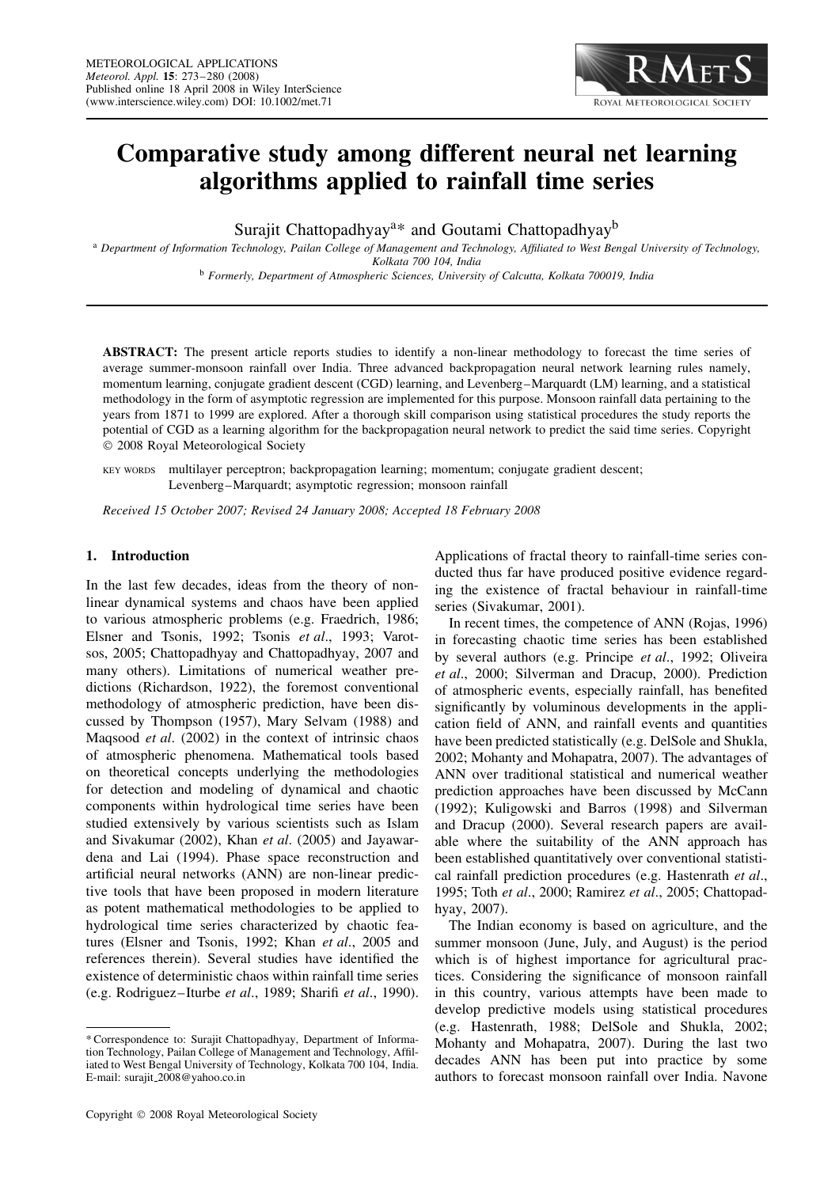# Comparative study among different neural net learning algorithms applied to rainfall time series

Surajit Chattopadhyay[a]* and Goutami Chattopadhyay[b]

[a] Department of Information Technology, Pailan College of Management and Technology, Affiliated to West Bengal University of Technology, Kolkata 700 104, India

[b] Formerly, Department of Atmospheric Sciences, University of Calcutta, Kolkata 700019, India

**ABSTRACT:** The present article reports studies to identify a non-linear methodology to forecast the time series of average summer-monsoon rainfall over India. Three advanced backpropagation neural network learning rules namely, momentum learning, conjugate gradient descent (CGD) learning, and Levenberg–Marquardt (LM) learning, and a statistical methodology in the form of asymptotic regression are implemented for this purpose. Monsoon rainfall data pertaining to the years from 1871 to 1999 are explored. After a thorough skill comparison using statistical procedures the study reports the potential of CGD as a learning algorithm for the backpropagation neural network to predict the said time series. Copyright © 2008 Royal Meteorological Society

KEY WORDS multilayer perceptron; backpropagation learning; momentum; conjugate gradient descent; Levenberg–Marquardt; asymptotic regression; monsoon rainfall

*Received 15 October 2007; Revised 24 January 2008; Accepted 18 February 2008*

## 1. Introduction

In the last few decades, ideas from the theory of non-linear dynamical systems and chaos have been applied to various atmospheric problems (e.g. Fraedrich, 1986; Elsner and Tsonis, 1992; Tsonis *et al*., 1993; Varotsos, 2005; Chattopadhyay and Chattopadhyay, 2007 and many others). Limitations of numerical weather predictions (Richardson, 1922), the foremost conventional methodology of atmospheric prediction, have been discussed by Thompson (1957), Mary Selvam (1988) and Maqsood *et al*. (2002) in the context of intrinsic chaos of atmospheric phenomena. Mathematical tools based on theoretical concepts underlying the methodologies for detection and modeling of dynamical and chaotic components within hydrological time series have been studied extensively by various scientists such as Islam and Sivakumar (2002), Khan *et al*. (2005) and Jayawardena and Lai (1994). Phase space reconstruction and artificial neural networks (ANN) are non-linear predictive tools that have been proposed in modern literature as potent mathematical methodologies to be applied to hydrological time series characterized by chaotic features (Elsner and Tsonis, 1992; Khan *et al*., 2005 and references therein). Several studies have identified the existence of deterministic chaos within rainfall time series (e.g. Rodriguez–Iturbe *et al*., 1989; Sharifi *et al*., 1990). Applications of fractal theory to rainfall-time series conducted thus far have produced positive evidence regarding the existence of fractal behaviour in rainfall-time series (Sivakumar, 2001).

In recent times, the competence of ANN (Rojas, 1996) in forecasting chaotic time series has been established by several authors (e.g. Principe *et al*., 1992; Oliveira *et al*., 2000; Silverman and Dracup, 2000). Prediction of atmospheric events, especially rainfall, has benefited significantly by voluminous developments in the application field of ANN, and rainfall events and quantities have been predicted statistically (e.g. DelSole and Shukla, 2002; Mohanty and Mohapatra, 2007). The advantages of ANN over traditional statistical and numerical weather prediction approaches have been discussed by McCann (1992); Kuligowski and Barros (1998) and Silverman and Dracup (2000). Several research papers are available where the suitability of the ANN approach has been established quantitatively over conventional statistical rainfall prediction procedures (e.g. Hastenrath *et al*., 1995; Toth *et al*., 2000; Ramirez *et al*., 2005; Chattopadhyay, 2007).

The Indian economy is based on agriculture, and the summer monsoon (June, July, and August) is the period which is of highest importance for agricultural practices. Considering the significance of monsoon rainfall in this country, various attempts have been made to develop predictive models using statistical procedures (e.g. Hastenrath, 1988; DelSole and Shukla, 2002; Mohanty and Mohapatra, 2007). During the last two decades ANN has been put into practice by some authors to forecast monsoon rainfall over India. Navone

\* Correspondence to: Surajit Chattopadhyay, Department of Information Technology, Pailan College of Management and Technology, Affiliated to West Bengal University of Technology, Kolkata 700 104, India. E-mail: surajit_2008@yahoo.co.in

Copyright © 2008 Royal Meteorological Society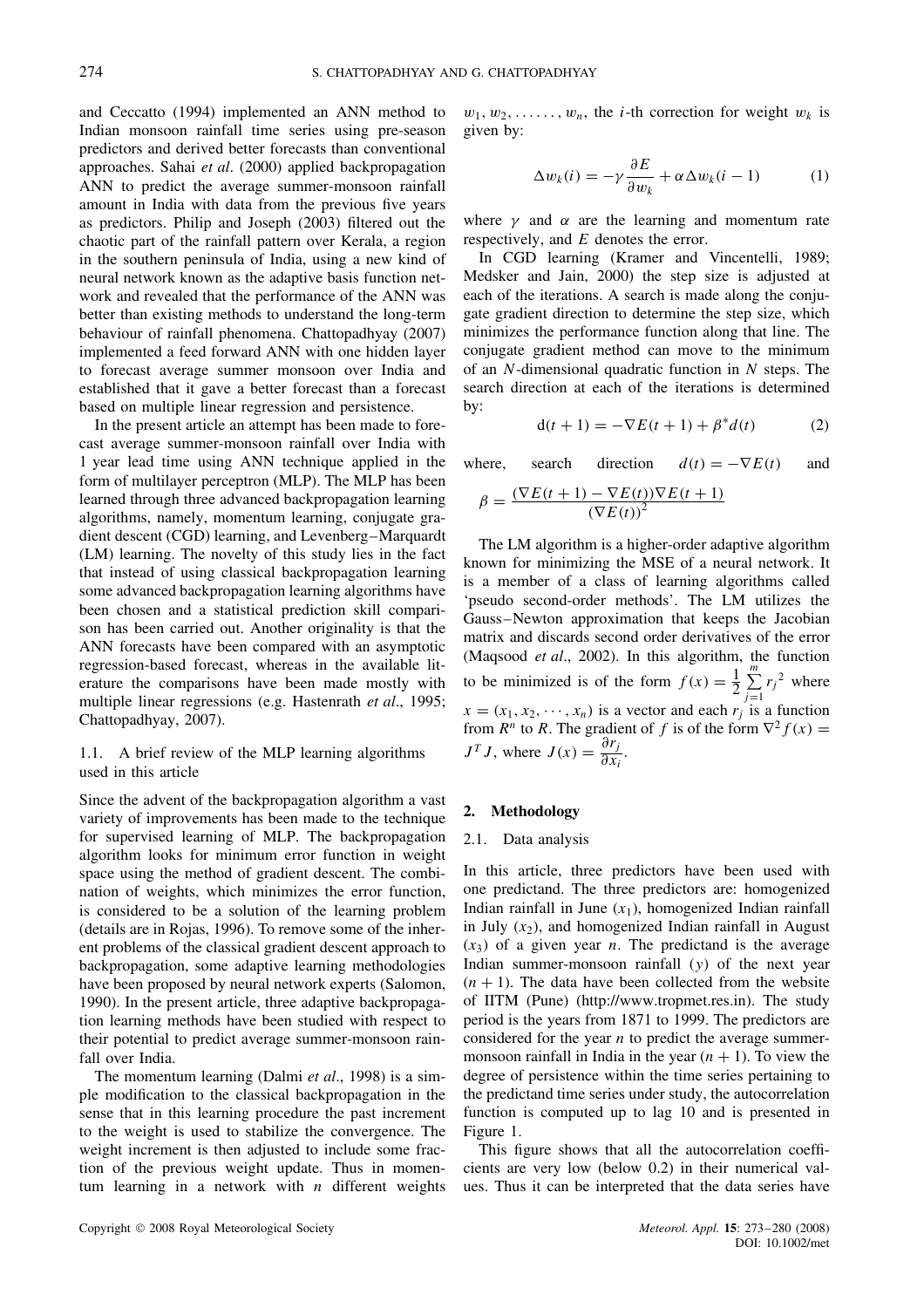and Ceccatto (1994) implemented an ANN method to Indian monsoon rainfall time series using pre-season predictors and derived better forecasts than conventional approaches. Sahai *et al*. (2000) applied backpropagation ANN to predict the average summer-monsoon rainfall amount in India with data from the previous five years as predictors. Philip and Joseph (2003) filtered out the chaotic part of the rainfall pattern over Kerala, a region in the southern peninsula of India, using a new kind of neural network known as the adaptive basis function network and revealed that the performance of the ANN was better than existing methods to understand the long-term behaviour of rainfall phenomena. Chattopadhyay (2007) implemented a feed forward ANN with one hidden layer to forecast average summer monsoon over India and established that it gave a better forecast than a forecast based on multiple linear regression and persistence.

In the present article an attempt has been made to forecast average summer-monsoon rainfall over India with 1 year lead time using ANN technique applied in the form of multilayer perceptron (MLP). The MLP has been learned through three advanced backpropagation learning algorithms, namely, momentum learning, conjugate gradient descent (CGD) learning, and Levenberg–Marquardt (LM) learning. The novelty of this study lies in the fact that instead of using classical backpropagation learning some advanced backpropagation learning algorithms have been chosen and a statistical prediction skill comparison has been carried out. Another originality is that the ANN forecasts have been compared with an asymptotic regression-based forecast, whereas in the available literature the comparisons have been made mostly with multiple linear regressions (e.g. Hastenrath *et al*., 1995; Chattopadhyay, 2007).

### 1.1. A brief review of the MLP learning algorithms used in this article

Since the advent of the backpropagation algorithm a vast variety of improvements has been made to the technique for supervised learning of MLP. The backpropagation algorithm looks for minimum error function in weight space using the method of gradient descent. The combination of weights, which minimizes the error function, is considered to be a solution of the learning problem (details are in Rojas, 1996). To remove some of the inherent problems of the classical gradient descent approach to backpropagation, some adaptive learning methodologies have been proposed by neural network experts (Salomon, 1990). In the present article, three adaptive backpropagation learning methods have been studied with respect to their potential to predict average summer-monsoon rainfall over India.

The momentum learning (Dalmi *et al*., 1998) is a simple modification to the classical backpropagation in the sense that in this learning procedure the past increment to the weight is used to stabilize the convergence. The weight increment is then adjusted to include some fraction of the previous weight update. Thus in momentum learning in a network with $n$ different weights $w_1, w_2, \ldots\ldots, w_n$, the $i$-th correction for weight $w_k$ is given by:

$$\Delta w_k(i) = -\gamma \frac{\partial E}{\partial w_k} + \alpha \Delta w_k(i-1) \qquad (1)$$

where $\gamma$ and $\alpha$ are the learning and momentum rate respectively, and $E$ denotes the error.

In CGD learning (Kramer and Vincentelli, 1989; Medsker and Jain, 2000) the step size is adjusted at each of the iterations. A search is made along the conjugate gradient direction to determine the step size, which minimizes the performance function along that line. The conjugate gradient method can move to the minimum of an $N$-dimensional quadratic function in $N$ steps. The search direction at each of the iterations is determined by:

$$\mathrm{d}(t+1) = -\nabla E(t+1) + \beta^* d(t) \qquad (2)$$

where, search direction $d(t) = -\nabla E(t)$ and

$$\beta = \frac{(\nabla E(t+1) - \nabla E(t))\nabla E(t+1)}{(\nabla E(t))^2}$$

The LM algorithm is a higher-order adaptive algorithm known for minimizing the MSE of a neural network. It is a member of a class of learning algorithms called 'pseudo second-order methods'. The LM utilizes the Gauss–Newton approximation that keeps the Jacobian matrix and discards second order derivatives of the error (Maqsood *et al*., 2002). In this algorithm, the function to be minimized is of the form $f(x) = \frac{1}{2}\sum_{j=1}^{m} {r_j}^2$ where $x = (x_1, x_2, \cdots, x_n)$ is a vector and each $r_j$ is a function from $R^n$ to $R$. The gradient of $f$ is of the form $\nabla^2 f(x) = J^T J$, where $J(x) = \frac{\partial r_j}{\partial x_i}$.

## 2. Methodology

### 2.1. Data analysis

In this article, three predictors have been used with one predictand. The three predictors are: homogenized Indian rainfall in June ($x_1$), homogenized Indian rainfall in July ($x_2$), and homogenized Indian rainfall in August ($x_3$) of a given year $n$. The predictand is the average Indian summer-monsoon rainfall ($y$) of the next year ($n + 1$). The data have been collected from the website of IITM (Pune) (http://www.tropmet.res.in). The study period is the years from 1871 to 1999. The predictors are considered for the year $n$ to predict the average summer-monsoon rainfall in India in the year ($n + 1$). To view the degree of persistence within the time series pertaining to the predictand time series under study, the autocorrelation function is computed up to lag 10 and is presented in Figure 1.

This figure shows that all the autocorrelation coefficients are very low (below 0.2) in their numerical values. Thus it can be interpreted that the data series have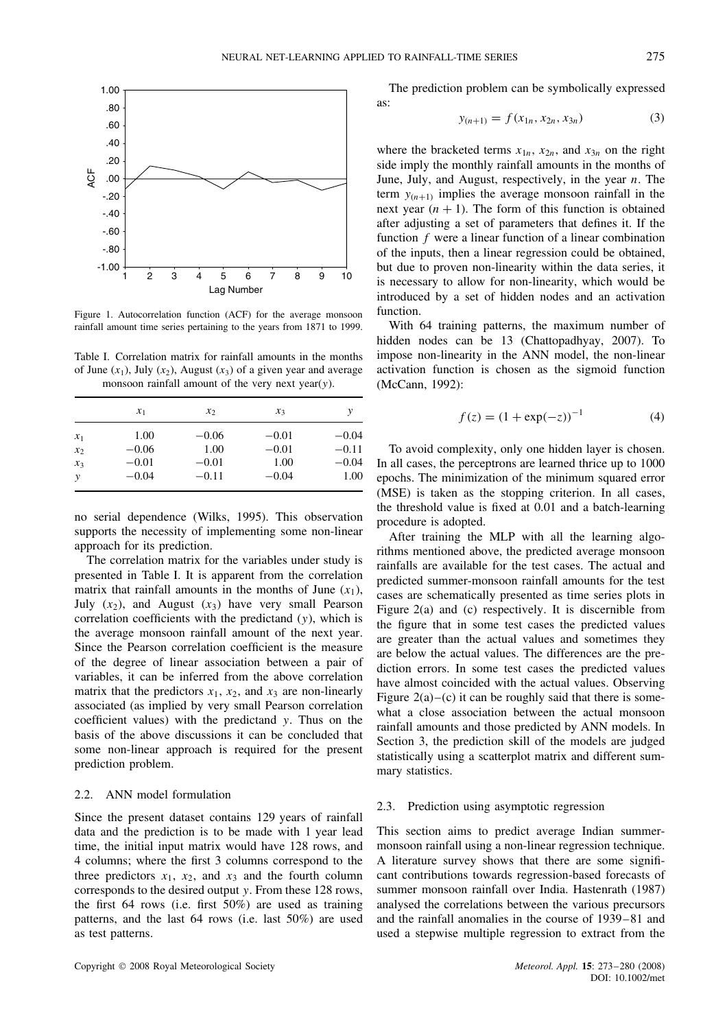Figure 1. Autocorrelation function (ACF) for the average monsoon rainfall amount time series pertaining to the years from 1871 to 1999.

Table I. Correlation matrix for rainfall amounts in the months of June ($x_1$), July ($x_2$), August ($x_3$) of a given year and average monsoon rainfall amount of the very next year($y$).

| | $x_1$ | $x_2$ | $x_3$ | $y$ |
|---|---|---|---|---|
| $x_1$ | 1.00 | −0.06 | −0.01 | −0.04 |
| $x_2$ | −0.06 | 1.00 | −0.01 | −0.11 |
| $x_3$ | −0.01 | −0.01 | 1.00 | −0.04 |
| $y$ | −0.04 | −0.11 | −0.04 | 1.00 |

no serial dependence (Wilks, 1995). This observation supports the necessity of implementing some non-linear approach for its prediction.

The correlation matrix for the variables under study is presented in Table I. It is apparent from the correlation matrix that rainfall amounts in the months of June ($x_1$), July ($x_2$), and August ($x_3$) have very small Pearson correlation coefficients with the predictand ($y$), which is the average monsoon rainfall amount of the next year. Since the Pearson correlation coefficient is the measure of the degree of linear association between a pair of variables, it can be inferred from the above correlation matrix that the predictors $x_1$, $x_2$, and $x_3$ are non-linearly associated (as implied by very small Pearson correlation coefficient values) with the predictand $y$. Thus on the basis of the above discussions it can be concluded that some non-linear approach is required for the present prediction problem.

### 2.2. ANN model formulation

Since the present dataset contains 129 years of rainfall data and the prediction is to be made with 1 year lead time, the initial input matrix would have 128 rows, and 4 columns; where the first 3 columns correspond to the three predictors $x_1$, $x_2$, and $x_3$ and the fourth column corresponds to the desired output $y$. From these 128 rows, the first 64 rows (i.e. first 50%) are used as training patterns, and the last 64 rows (i.e. last 50%) are used as test patterns.

The prediction problem can be symbolically expressed as:

$$y_{(n+1)} = f(x_{1n}, x_{2n}, x_{3n}) \tag{3}$$

where the bracketed terms $x_{1n}$, $x_{2n}$, and $x_{3n}$ on the right side imply the monthly rainfall amounts in the months of June, July, and August, respectively, in the year $n$. The term $y_{(n+1)}$ implies the average monsoon rainfall in the next year $(n + 1)$. The form of this function is obtained after adjusting a set of parameters that defines it. If the function $f$ were a linear function of a linear combination of the inputs, then a linear regression could be obtained, but due to proven non-linearity within the data series, it is necessary to allow for non-linearity, which would be introduced by a set of hidden nodes and an activation function.

With 64 training patterns, the maximum number of hidden nodes can be 13 (Chattopadhyay, 2007). To impose non-linearity in the ANN model, the non-linear activation function is chosen as the sigmoid function (McCann, 1992):

$$f(z) = (1 + \exp(-z))^{-1} \tag{4}$$

To avoid complexity, only one hidden layer is chosen. In all cases, the perceptrons are learned thrice up to 1000 epochs. The minimization of the minimum squared error (MSE) is taken as the stopping criterion. In all cases, the threshold value is fixed at 0.01 and a batch-learning procedure is adopted.

After training the MLP with all the learning algorithms mentioned above, the predicted average monsoon rainfalls are available for the test cases. The actual and predicted summer-monsoon rainfall amounts for the test cases are schematically presented as time series plots in Figure 2(a) and (c) respectively. It is discernible from the figure that in some test cases the predicted values are greater than the actual values and sometimes they are below the actual values. The differences are the prediction errors. In some test cases the predicted values have almost coincided with the actual values. Observing Figure 2(a)–(c) it can be roughly said that there is somewhat a close association between the actual monsoon rainfall amounts and those predicted by ANN models. In Section 3, the prediction skill of the models are judged statistically using a scatterplot matrix and different summary statistics.

### 2.3. Prediction using asymptotic regression

This section aims to predict average Indian summer-monsoon rainfall using a non-linear regression technique. A literature survey shows that there are some significant contributions towards regression-based forecasts of summer monsoon rainfall over India. Hastenrath (1987) analysed the correlations between the various precursors and the rainfall anomalies in the course of 1939–81 and used a stepwise multiple regression to extract from the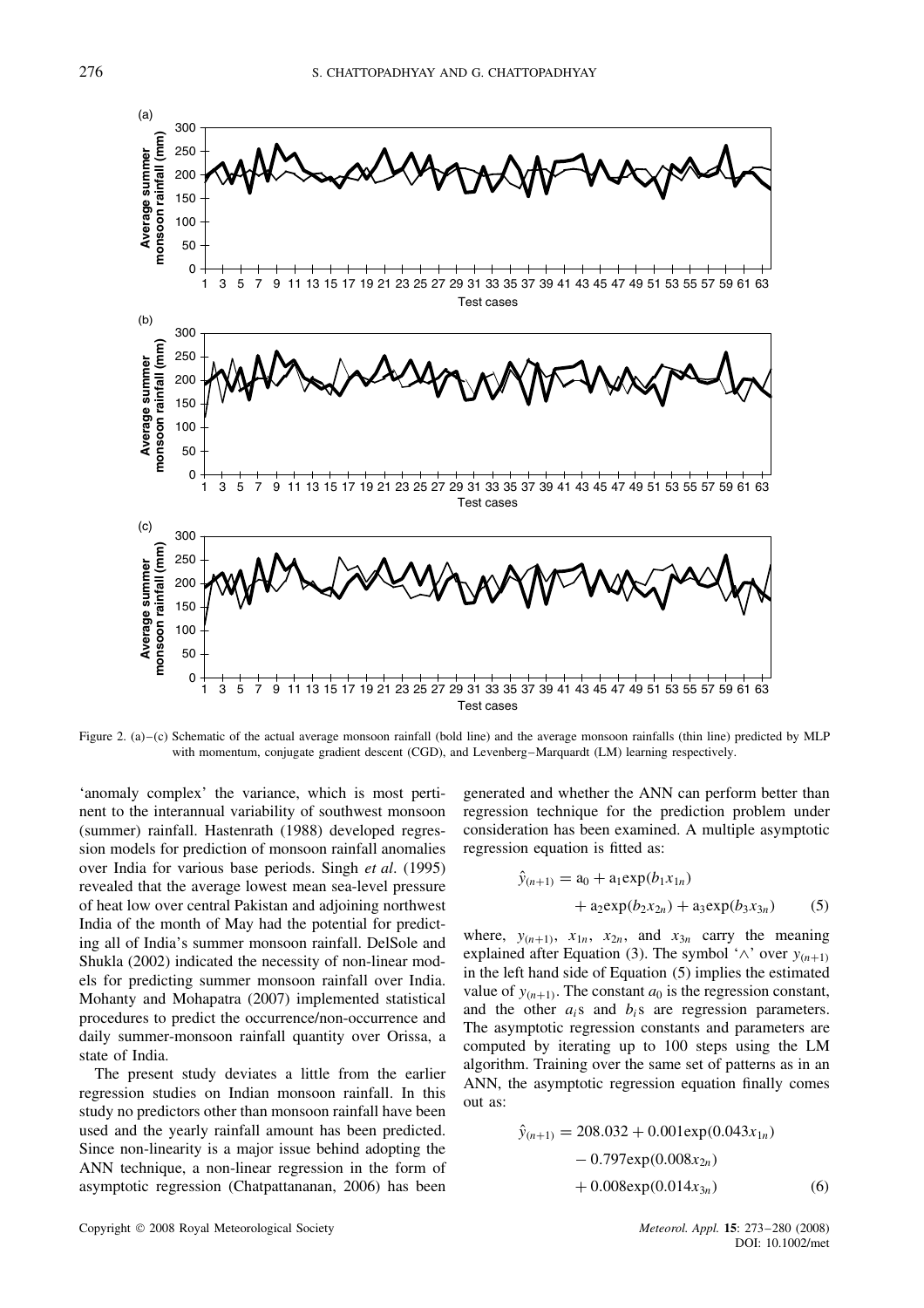Figure 2. (a)–(c) Schematic of the actual average monsoon rainfall (bold line) and the average monsoon rainfalls (thin line) predicted by MLP with momentum, conjugate gradient descent (CGD), and Levenberg–Marquardt (LM) learning respectively.

'anomaly complex' the variance, which is most pertinent to the interannual variability of southwest monsoon (summer) rainfall. Hastenrath (1988) developed regression models for prediction of monsoon rainfall anomalies over India for various base periods. Singh *et al*. (1995) revealed that the average lowest mean sea-level pressure of heat low over central Pakistan and adjoining northwest India of the month of May had the potential for predicting all of India's summer monsoon rainfall. DelSole and Shukla (2002) indicated the necessity of non-linear models for predicting summer monsoon rainfall over India. Mohanty and Mohapatra (2007) implemented statistical procedures to predict the occurrence/non-occurrence and daily summer-monsoon rainfall quantity over Orissa, a state of India.

The present study deviates a little from the earlier regression studies on Indian monsoon rainfall. In this study no predictors other than monsoon rainfall have been used and the yearly rainfall amount has been predicted. Since non-linearity is a major issue behind adopting the ANN technique, a non-linear regression in the form of asymptotic regression (Chatpattananan, 2006) has been generated and whether the ANN can perform better than regression technique for the prediction problem under consideration has been examined. A multiple asymptotic regression equation is fitted as:

$$\hat{y}_{(n+1)} = a_0 + a_1\exp(b_1 x_{1n}) + a_2\exp(b_2 x_{2n}) + a_3\exp(b_3 x_{3n}) \quad (5)$$

where, $y_{(n+1)}$, $x_{1n}$, $x_{2n}$, and $x_{3n}$ carry the meaning explained after Equation (3). The symbol '$\wedge$' over $y_{(n+1)}$ in the left hand side of Equation (5) implies the estimated value of $y_{(n+1)}$. The constant $a_0$ is the regression constant, and the other $a_i$s and $b_i$s are regression parameters. The asymptotic regression constants and parameters are computed by iterating up to 100 steps using the LM algorithm. Training over the same set of patterns as in an ANN, the asymptotic regression equation finally comes out as:

$$\hat{y}_{(n+1)} = 208.032 + 0.001\exp(0.043x_{1n}) - 0.797\exp(0.008x_{2n}) + 0.008\exp(0.014x_{3n}) \quad (6)$$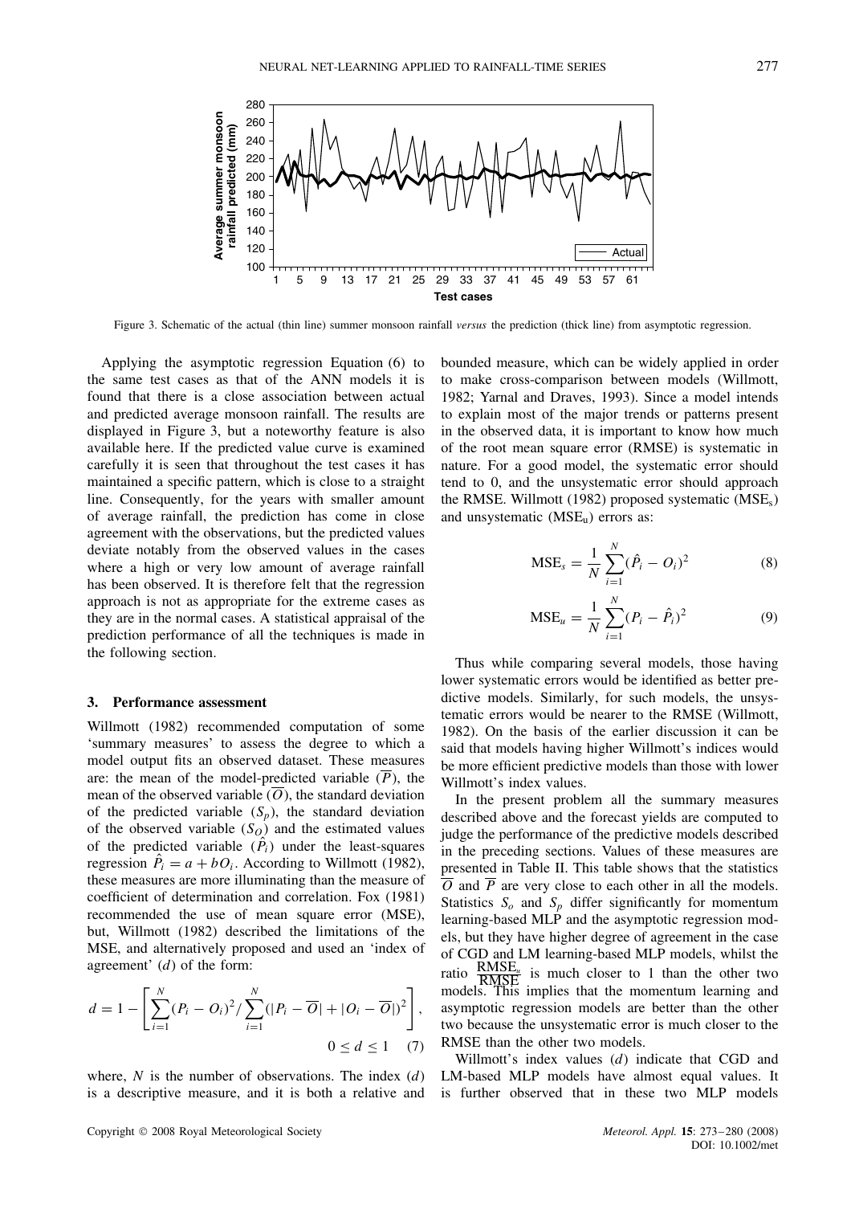Figure 3. Schematic of the actual (thin line) summer monsoon rainfall *versus* the prediction (thick line) from asymptotic regression.

Applying the asymptotic regression Equation (6) to the same test cases as that of the ANN models it is found that there is a close association between actual and predicted average monsoon rainfall. The results are displayed in Figure 3, but a noteworthy feature is also available here. If the predicted value curve is examined carefully it is seen that throughout the test cases it has maintained a specific pattern, which is close to a straight line. Consequently, for the years with smaller amount of average rainfall, the prediction has come in close agreement with the observations, but the predicted values deviate notably from the observed values in the cases where a high or very low amount of average rainfall has been observed. It is therefore felt that the regression approach is not as appropriate for the extreme cases as they are in the normal cases. A statistical appraisal of the prediction performance of all the techniques is made in the following section.

## 3. Performance assessment

Willmott (1982) recommended computation of some 'summary measures' to assess the degree to which a model output fits an observed dataset. These measures are: the mean of the model-predicted variable ($\overline{P}$), the mean of the observed variable ($\overline{O}$), the standard deviation of the predicted variable ($S_p$), the standard deviation of the observed variable ($S_O$) and the estimated values of the predicted variable ($\hat{P}_i$) under the least-squares regression $\hat{P}_i = a + bO_i$. According to Willmott (1982), these measures are more illuminating than the measure of coefficient of determination and correlation. Fox (1981) recommended the use of mean square error (MSE), but, Willmott (1982) described the limitations of the MSE, and alternatively proposed and used an 'index of agreement' ($d$) of the form:

$$d = 1 - \left[ \sum_{i=1}^{N} (P_i - O_i)^2 / \sum_{i=1}^{N} (|P_i - \overline{O}| + |O_i - \overline{O}|)^2 \right], \quad 0 \leq d \leq 1 \quad (7)$$

where, $N$ is the number of observations. The index ($d$) is a descriptive measure, and it is both a relative and bounded measure, which can be widely applied in order to make cross-comparison between models (Willmott, 1982; Yarnal and Draves, 1993). Since a model intends to explain most of the major trends or patterns present in the observed data, it is important to know how much of the root mean square error (RMSE) is systematic in nature. For a good model, the systematic error should tend to 0, and the unsystematic error should approach the RMSE. Willmott (1982) proposed systematic ($MSE_s$) and unsystematic ($MSE_u$) errors as:

$$MSE_s = \frac{1}{N} \sum_{i=1}^{N} (\hat{P}_i - O_i)^2 \quad (8)$$

$$MSE_u = \frac{1}{N} \sum_{i=1}^{N} (P_i - \hat{P}_i)^2 \quad (9)$$

Thus while comparing several models, those having lower systematic errors would be identified as better predictive models. Similarly, for such models, the unsystematic errors would be nearer to the RMSE (Willmott, 1982). On the basis of the earlier discussion it can be said that models having higher Willmott's indices would be more efficient predictive models than those with lower Willmott's index values.

In the present problem all the summary measures described above and the forecast yields are computed to judge the performance of the predictive models described in the preceding sections. Values of these measures are presented in Table II. This table shows that the statistics $\overline{O}$ and $\overline{P}$ are very close to each other in all the models. Statistics $S_o$ and $S_p$ differ significantly for momentum learning-based MLP and the asymptotic regression models, but they have higher degree of agreement in the case of CGD and LM learning-based MLP models, whilst the ratio $\frac{RMSE_u}{RMSE}$ is much closer to 1 than the other two models. This implies that the momentum learning and asymptotic regression models are better than the other two because the unsystematic error is much closer to the RMSE than the other two models.

Willmott's index values ($d$) indicate that CGD and LM-based MLP models have almost equal values. It is further observed that in these two MLP models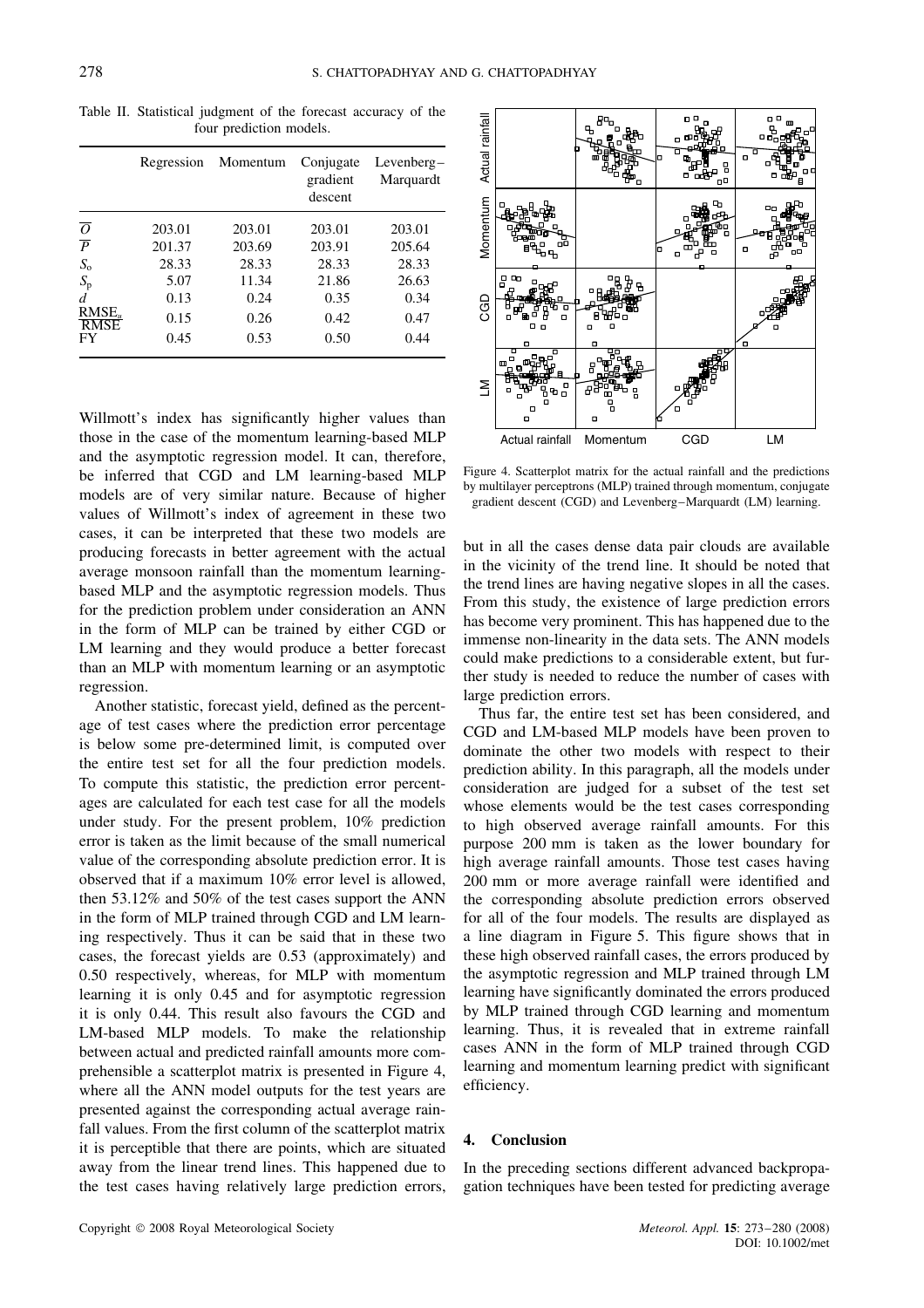Table II. Statistical judgment of the forecast accuracy of the four prediction models.

| | Regression | Momentum | Conjugate gradient descent | Levenberg–Marquardt |
|---|---|---|---|---|
| $\overline{O}$ | 203.01 | 203.01 | 203.01 | 203.01 |
| $\overline{P}$ | 201.37 | 203.69 | 203.91 | 205.64 |
| $S_o$ | 28.33 | 28.33 | 28.33 | 28.33 |
| $S_p$ | 5.07 | 11.34 | 21.86 | 26.63 |
| $d$ | 0.13 | 0.24 | 0.35 | 0.34 |
| $\frac{\text{RMSE}_u}{\text{RMSE}}$ | 0.15 | 0.26 | 0.42 | 0.47 |
| FY | 0.45 | 0.53 | 0.50 | 0.44 |

Willmott's index has significantly higher values than those in the case of the momentum learning-based MLP and the asymptotic regression model. It can, therefore, be inferred that CGD and LM learning-based MLP models are of very similar nature. Because of higher values of Willmott's index of agreement in these two cases, it can be interpreted that these two models are producing forecasts in better agreement with the actual average monsoon rainfall than the momentum learning-based MLP and the asymptotic regression models. Thus for the prediction problem under consideration an ANN in the form of MLP can be trained by either CGD or LM learning and they would produce a better forecast than an MLP with momentum learning or an asymptotic regression.

Another statistic, forecast yield, defined as the percentage of test cases where the prediction error percentage is below some pre-determined limit, is computed over the entire test set for all the four prediction models. To compute this statistic, the prediction error percentages are calculated for each test case for all the models under study. For the present problem, 10% prediction error is taken as the limit because of the small numerical value of the corresponding absolute prediction error. It is observed that if a maximum 10% error level is allowed, then 53.12% and 50% of the test cases support the ANN in the form of MLP trained through CGD and LM learning respectively. Thus it can be said that in these two cases, the forecast yields are 0.53 (approximately) and 0.50 respectively, whereas, for MLP with momentum learning it is only 0.45 and for asymptotic regression it is only 0.44. This result also favours the CGD and LM-based MLP models. To make the relationship between actual and predicted rainfall amounts more comprehensible a scatterplot matrix is presented in Figure 4, where all the ANN model outputs for the test years are presented against the corresponding actual average rainfall values. From the first column of the scatterplot matrix it is perceptible that there are points, which are situated away from the linear trend lines. This happened due to the test cases having relatively large prediction errors, but in all the cases dense data pair clouds are available in the vicinity of the trend line. It should be noted that the trend lines are having negative slopes in all the cases. From this study, the existence of large prediction errors has become very prominent. This has happened due to the immense non-linearity in the data sets. The ANN models could make predictions to a considerable extent, but further study is needed to reduce the number of cases with large prediction errors.

Figure 4. Scatterplot matrix for the actual rainfall and the predictions by multilayer perceptrons (MLP) trained through momentum, conjugate gradient descent (CGD) and Levenberg–Marquardt (LM) learning.

Thus far, the entire test set has been considered, and CGD and LM-based MLP models have been proven to dominate the other two models with respect to their prediction ability. In this paragraph, all the models under consideration are judged for a subset of the test set whose elements would be the test cases corresponding to high observed average rainfall amounts. For this purpose 200 mm is taken as the lower boundary for high average rainfall amounts. Those test cases having 200 mm or more average rainfall were identified and the corresponding absolute prediction errors observed for all of the four models. The results are displayed as a line diagram in Figure 5. This figure shows that in these high observed rainfall cases, the errors produced by the asymptotic regression and MLP trained through LM learning have significantly dominated the errors produced by MLP trained through CGD learning and momentum learning. Thus, it is revealed that in extreme rainfall cases ANN in the form of MLP trained through CGD learning and momentum learning predict with significant efficiency.

## 4. Conclusion

In the preceding sections different advanced backpropagation techniques have been tested for predicting average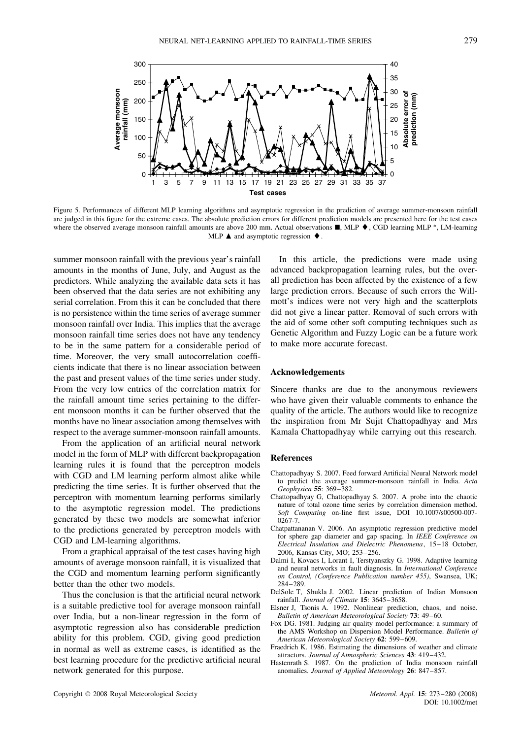300
250
200
150
100
50
0
Average monsoon rainfall (mm)
40
35
30
25
20
15
10
5
0
Absolute error of prediction (mm)
1 3 5 7 9 11 13 15 17 19 21 23 25 27 29 31 33 35 37
Test cases

Figure 5. Performances of different MLP learning algorithms and asymptotic regression in the prediction of average summer-monsoon rainfall are judged in this figure for the extreme cases. The absolute prediction errors for different prediction models are presented here for the test cases where the observed average monsoon rainfall amounts are above 200 mm. Actual observations ■, MLP ♦, CGD learning MLP *, LM-learning MLP ▲ and asymptotic regression ♦.

summer monsoon rainfall with the previous year's rainfall amounts in the months of June, July, and August as the predictors. While analyzing the available data sets it has been observed that the data series are not exhibiting any serial correlation. From this it can be concluded that there is no persistence within the time series of average summer monsoon rainfall over India. This implies that the average monsoon rainfall time series does not have any tendency to be in the same pattern for a considerable period of time. Moreover, the very small autocorrelation coefficients indicate that there is no linear association between the past and present values of the time series under study. From the very low entries of the correlation matrix for the rainfall amount time series pertaining to the different monsoon months it can be further observed that the months have no linear association among themselves with respect to the average summer-monsoon rainfall amounts.

From the application of an artificial neural network model in the form of MLP with different backpropagation learning rules it is found that the perceptron models with CGD and LM learning perform almost alike while predicting the time series. It is further observed that the perceptron with momentum learning performs similarly to the asymptotic regression model. The predictions generated by these two models are somewhat inferior to the predictions generated by perceptron models with CGD and LM-learning algorithms.

From a graphical appraisal of the test cases having high amounts of average monsoon rainfall, it is visualized that the CGD and momentum learning perform significantly better than the other two models.

Thus the conclusion is that the artificial neural network is a suitable predictive tool for average monsoon rainfall over India, but a non-linear regression in the form of asymptotic regression also has considerable prediction ability for this problem. CGD, giving good prediction in normal as well as extreme cases, is identified as the best learning procedure for the predictive artificial neural network generated for this purpose.

In this article, the predictions were made using advanced backpropagation learning rules, but the overall prediction has been affected by the existence of a few large prediction errors. Because of such errors the Willmott's indices were not very high and the scatterplots did not give a linear patter. Removal of such errors with the aid of some other soft computing techniques such as Genetic Algorithm and Fuzzy Logic can be a future work to make more accurate forecast.

## Acknowledgements

Sincere thanks are due to the anonymous reviewers who have given their valuable comments to enhance the quality of the article. The authors would like to recognize the inspiration from Mr Sujit Chattopadhyay and Mrs Kamala Chattopadhyay while carrying out this research.

## References

- Chattopadhyay S. 2007. Feed forward Artificial Neural Network model to predict the average summer-monsoon rainfall in India. *Acta Geophysica* **55**: 369–382.
- Chattopadhyay G, Chattopadhyay S. 2007. A probe into the chaotic nature of total ozone time series by correlation dimension method. *Soft Computing* on-line first issue, DOI 10.1007/s00500-007-0267-7.
- Chatpattananan V. 2006. An asymptotic regression predictive model for sphere gap diameter and gap spacing. In *IEEE Conference on Electrical Insulation and Dielectric Phenomena*, 15–18 October, 2006, Kansas City, MO; 253–256.
- Dalmi I, Kovacs I, Lorant I, Terstyanszky G. 1998. Adaptive learning and neural networks in fault diagnosis. In *International Conference on Control, (Conference Publication number 455)*, Swansea, UK; 284–289.
- DelSole T, Shukla J. 2002. Linear prediction of Indian Monsoon rainfall. *Journal of Climate* **15**: 3645–3658.
- Elsner J, Tsonis A. 1992. Nonlinear prediction, chaos, and noise. *Bulletin of American Meteorological Society* **73**: 49–60.
- Fox DG. 1981. Judging air quality model performance: a summary of the AMS Workshop on Dispersion Model Performance. *Bulletin of American Meteorological Society* **62**: 599–609.
- Fraedrich K. 1986. Estimating the dimensions of weather and climate attractors. *Journal of Atmospheric Sciences* **43**: 419–432.
- Hastenrath S. 1987. On the prediction of India monsoon rainfall anomalies. *Journal of Applied Meteorology* **26**: 847–857.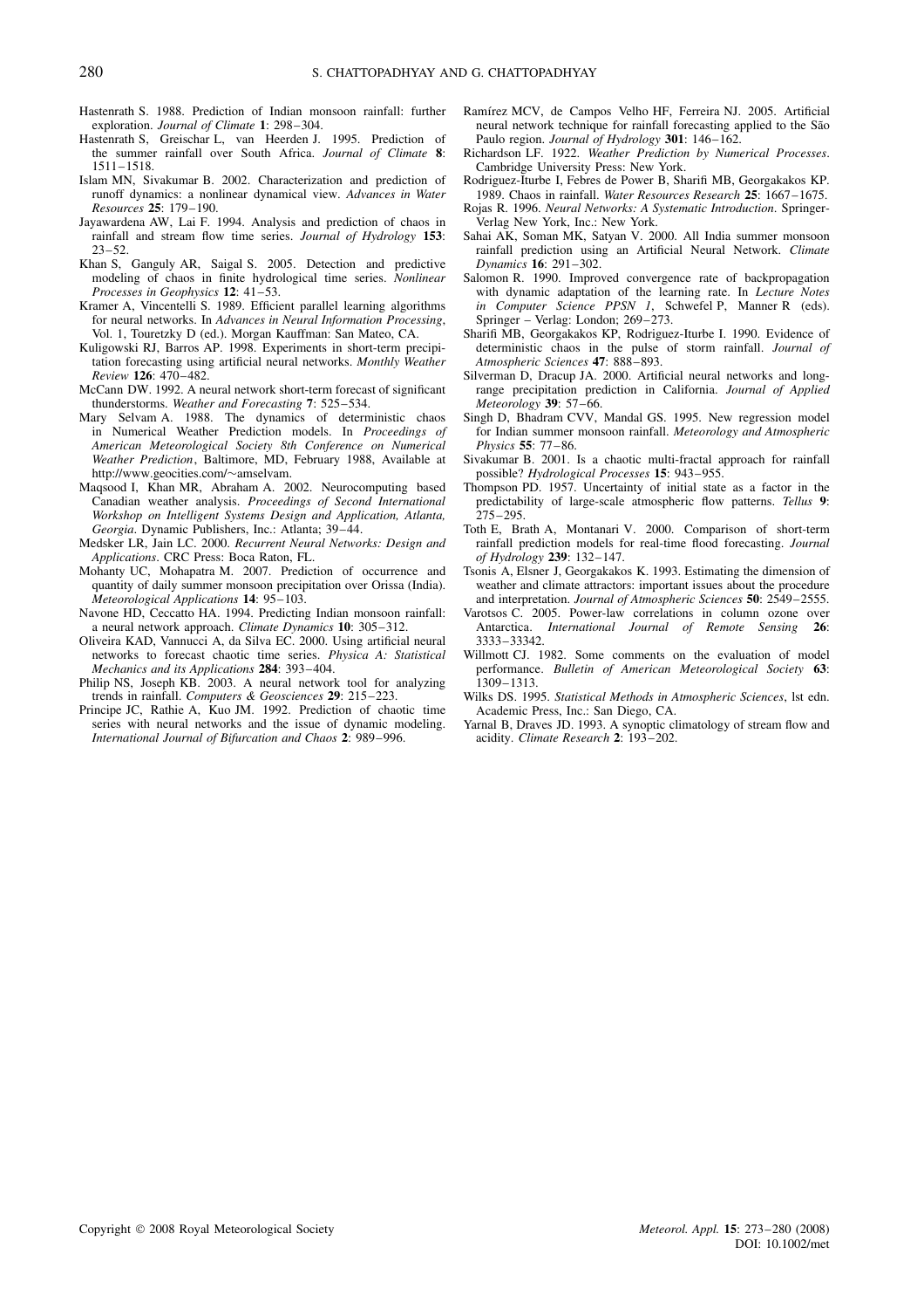Hastenrath S. 1988. Prediction of Indian monsoon rainfall: further exploration. *Journal of Climate* **1**: 298–304.

Hastenrath S, Greischar L, van Heerden J. 1995. Prediction of the summer rainfall over South Africa. *Journal of Climate* **8**: 1511–1518.

Islam MN, Sivakumar B. 2002. Characterization and prediction of runoff dynamics: a nonlinear dynamical view. *Advances in Water Resources* **25**: 179–190.

Jayawardena AW, Lai F. 1994. Analysis and prediction of chaos in rainfall and stream flow time series. *Journal of Hydrology* **153**: 23–52.

Khan S, Ganguly AR, Saigal S. 2005. Detection and predictive modeling of chaos in finite hydrological time series. *Nonlinear Processes in Geophysics* **12**: 41–53.

Kramer A, Vincentelli S. 1989. Efficient parallel learning algorithms for neural networks. In *Advances in Neural Information Processing*, Vol. 1, Touretzky D (ed.). Morgan Kauffman: San Mateo, CA.

Kuligowski RJ, Barros AP. 1998. Experiments in short-term precipitation forecasting using artificial neural networks. *Monthly Weather Review* **126**: 470–482.

McCann DW. 1992. A neural network short-term forecast of significant thunderstorms. *Weather and Forecasting* **7**: 525–534.

Mary Selvam A. 1988. The dynamics of deterministic chaos in Numerical Weather Prediction models. In *Proceedings of American Meteorological Society 8th Conference on Numerical Weather Prediction*, Baltimore, MD, February 1988, Available at http://www.geocities.com/~amselvam.

Maqsood I, Khan MR, Abraham A. 2002. Neurocomputing based Canadian weather analysis. *Proceedings of Second International Workshop on Intelligent Systems Design and Application, Atlanta, Georgia*. Dynamic Publishers, Inc.: Atlanta; 39–44.

Medsker LR, Jain LC. 2000. *Recurrent Neural Networks: Design and Applications*. CRC Press: Boca Raton, FL.

Mohanty UC, Mohapatra M. 2007. Prediction of occurrence and quantity of daily summer monsoon precipitation over Orissa (India). *Meteorological Applications* **14**: 95–103.

Navone HD, Ceccatto HA. 1994. Predicting Indian monsoon rainfall: a neural network approach. *Climate Dynamics* **10**: 305–312.

Oliveira KAD, Vannucci A, da Silva EC. 2000. Using artificial neural networks to forecast chaotic time series. *Physica A: Statistical Mechanics and its Applications* **284**: 393–404.

Philip NS, Joseph KB. 2003. A neural network tool for analyzing trends in rainfall. *Computers & Geosciences* **29**: 215–223.

Principe JC, Rathie A, Kuo JM. 1992. Prediction of chaotic time series with neural networks and the issue of dynamic modeling. *International Journal of Bifurcation and Chaos* **2**: 989–996.

Ramírez MCV, de Campos Velho HF, Ferreira NJ. 2005. Artificial neural network technique for rainfall forecasting applied to the São Paulo region. *Journal of Hydrology* **301**: 146–162.

Richardson LF. 1922. *Weather Prediction by Numerical Processes*. Cambridge University Press: New York.

Rodriguez-Iturbe I, Febres de Power B, Sharifi MB, Georgakakos KP. 1989. Chaos in rainfall. *Water Resources Research* **25**: 1667–1675.

Rojas R. 1996. *Neural Networks: A Systematic Introduction*. Springer-Verlag New York, Inc.: New York.

Sahai AK, Soman MK, Satyan V. 2000. All India summer monsoon rainfall prediction using an Artificial Neural Network. *Climate Dynamics* **16**: 291–302.

Salomon R. 1990. Improved convergence rate of backpropagation with dynamic adaptation of the learning rate. In *Lecture Notes in Computer Science PPSN 1*, Schwefel P, Manner R (eds). Springer – Verlag: London; 269–273.

Sharifi MB, Georgakakos KP, Rodriguez-Iturbe I. 1990. Evidence of deterministic chaos in the pulse of storm rainfall. *Journal of Atmospheric Sciences* **47**: 888–893.

Silverman D, Dracup JA. 2000. Artificial neural networks and long-range precipitation prediction in California. *Journal of Applied Meteorology* **39**: 57–66.

Singh D, Bhadram CVV, Mandal GS. 1995. New regression model for Indian summer monsoon rainfall. *Meteorology and Atmospheric Physics* **55**: 77–86.

Sivakumar B. 2001. Is a chaotic multi-fractal approach for rainfall possible? *Hydrological Processes* **15**: 943–955.

Thompson PD. 1957. Uncertainty of initial state as a factor in the predictability of large-scale atmospheric flow patterns. *Tellus* **9**: 275–295.

Toth E, Brath A, Montanari V. 2000. Comparison of short-term rainfall prediction models for real-time flood forecasting. *Journal of Hydrology* **239**: 132–147.

Tsonis A, Elsner J, Georgakakos K. 1993. Estimating the dimension of weather and climate attractors: important issues about the procedure and interpretation. *Journal of Atmospheric Sciences* **50**: 2549–2555.

Varotsos C. 2005. Power-law correlations in column ozone over Antarctica. *International Journal of Remote Sensing* **26**: 3333–33342.

Willmott CJ. 1982. Some comments on the evaluation of model performance. *Bulletin of American Meteorological Society* **63**: 1309–1313.

Wilks DS. 1995. *Statistical Methods in Atmospheric Sciences*, lst edn. Academic Press, Inc.: San Diego, CA.

Yarnal B, Draves JD. 1993. A synoptic climatology of stream flow and acidity. *Climate Research* **2**: 193–202.